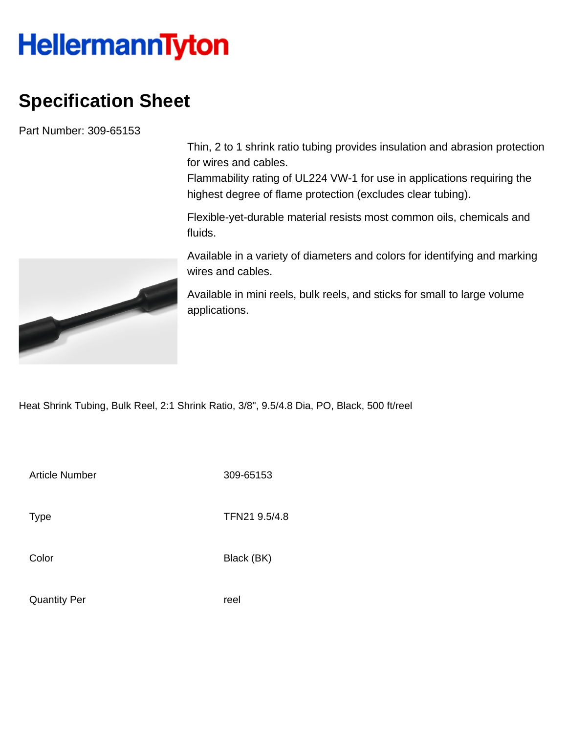# HellermannTyton

## Specification Sheet

Part Number: 309-65153

Thin, 2 to 1 shrink ratio tubing provides insulation and abrasion protection for wires and cables.
Flammability rating of UL224 VW-1 for use in applications requiring the highest degree of flame protection (excludes clear tubing).

Flexible-yet-durable material resists most common oils, chemicals and fluids.

Available in a variety of diameters and colors for identifying and marking wires and cables.

Available in mini reels, bulk reels, and sticks for small to large volume applications.

Heat Shrink Tubing, Bulk Reel, 2:1 Shrink Ratio, 3/8", 9.5/4.8 Dia, PO, Black, 500 ft/reel

| | |
|---|---|
| Article Number | 309-65153 |
| Type | TFN21 9.5/4.8 |
| Color | Black (BK) |
| Quantity Per | reel |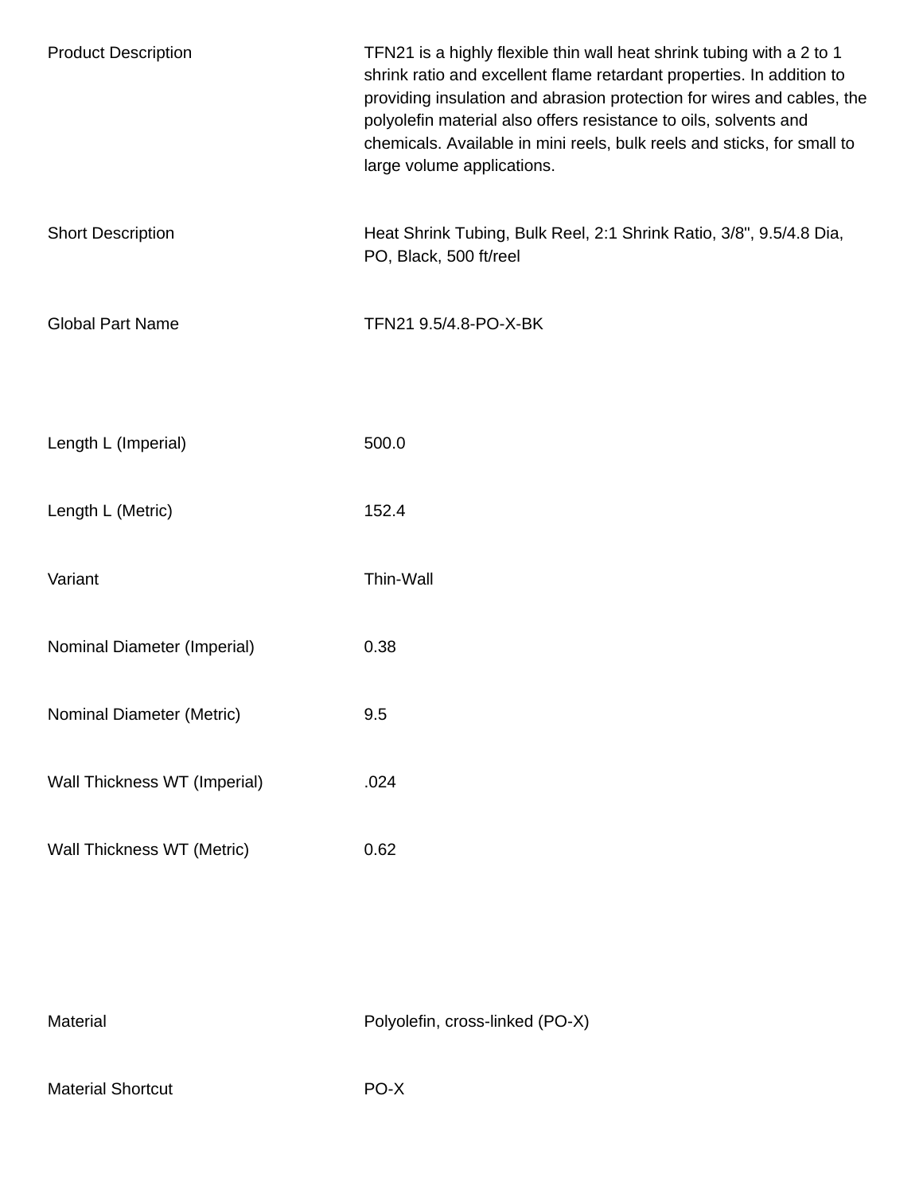| | |
|---|---|
| Product Description | TFN21 is a highly flexible thin wall heat shrink tubing with a 2 to 1 shrink ratio and excellent flame retardant properties. In addition to providing insulation and abrasion protection for wires and cables, the polyolefin material also offers resistance to oils, solvents and chemicals. Available in mini reels, bulk reels and sticks, for small to large volume applications. |
| Short Description | Heat Shrink Tubing, Bulk Reel, 2:1 Shrink Ratio, 3/8", 9.5/4.8 Dia, PO, Black, 500 ft/reel |
| Global Part Name | TFN21 9.5/4.8-PO-X-BK |

| | |
|---|---|
| Length L (Imperial) | 500.0 |
| Length L (Metric) | 152.4 |
| Variant | Thin-Wall |
| Nominal Diameter (Imperial) | 0.38 |
| Nominal Diameter (Metric) | 9.5 |
| Wall Thickness WT (Imperial) | .024 |
| Wall Thickness WT (Metric) | 0.62 |

| | |
|---|---|
| Material | Polyolefin, cross-linked (PO-X) |
| Material Shortcut | PO-X |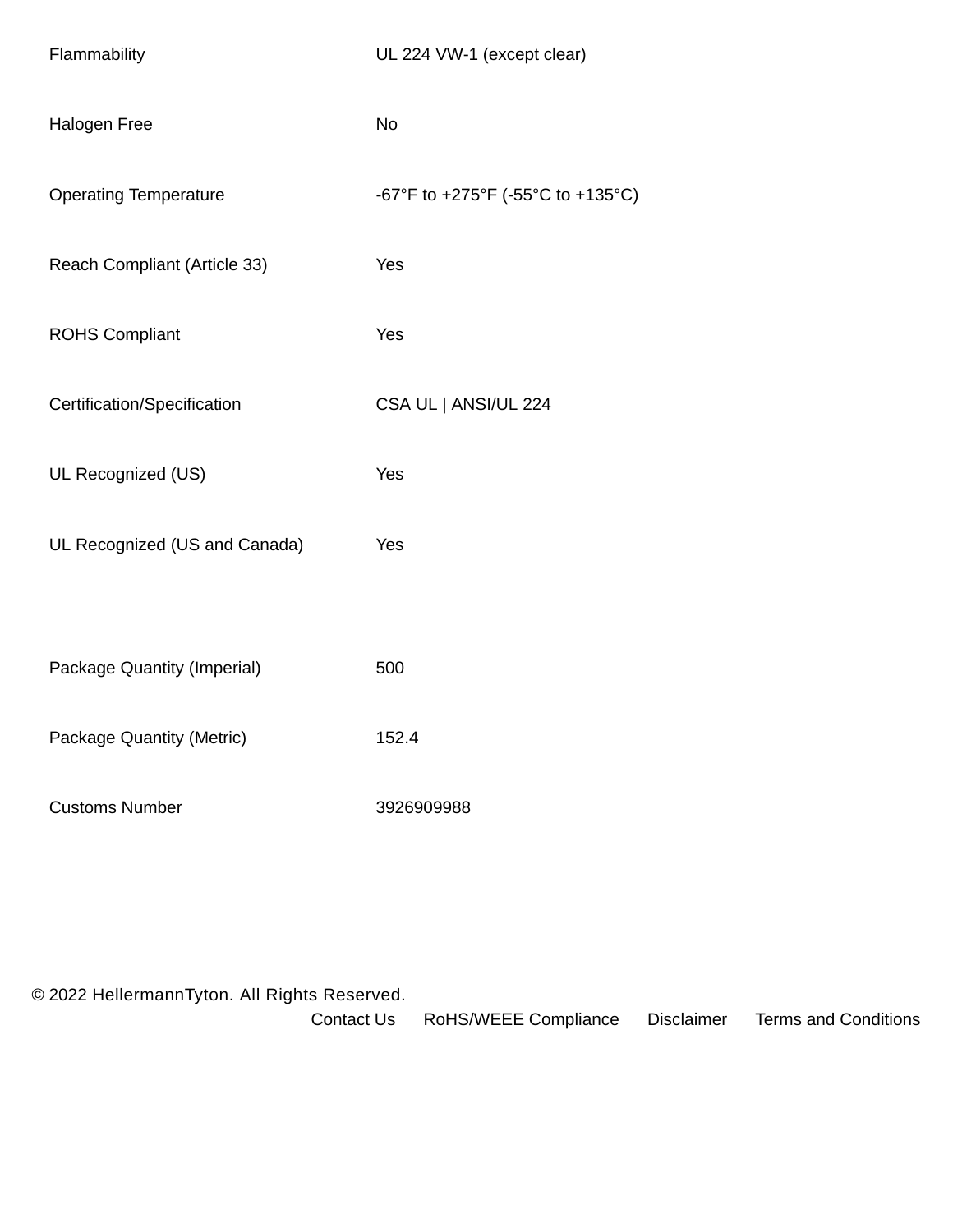| | |
|---|---|
| Flammability | UL 224 VW-1 (except clear) |
| Halogen Free | No |
| Operating Temperature | -67°F to +275°F (-55°C to +135°C) |
| Reach Compliant (Article 33) | Yes |
| ROHS Compliant | Yes |
| Certification/Specification | CSA UL \| ANSI/UL 224 |
| UL Recognized (US) | Yes |
| UL Recognized (US and Canada) | Yes |

| | |
|---|---|
| Package Quantity (Imperial) | 500 |
| Package Quantity (Metric) | 152.4 |
| Customs Number | 3926909988 |

© 2022 HellermannTyton. All Rights Reserved.

Contact Us RoHS/WEEE Compliance Disclaimer Terms and Conditions